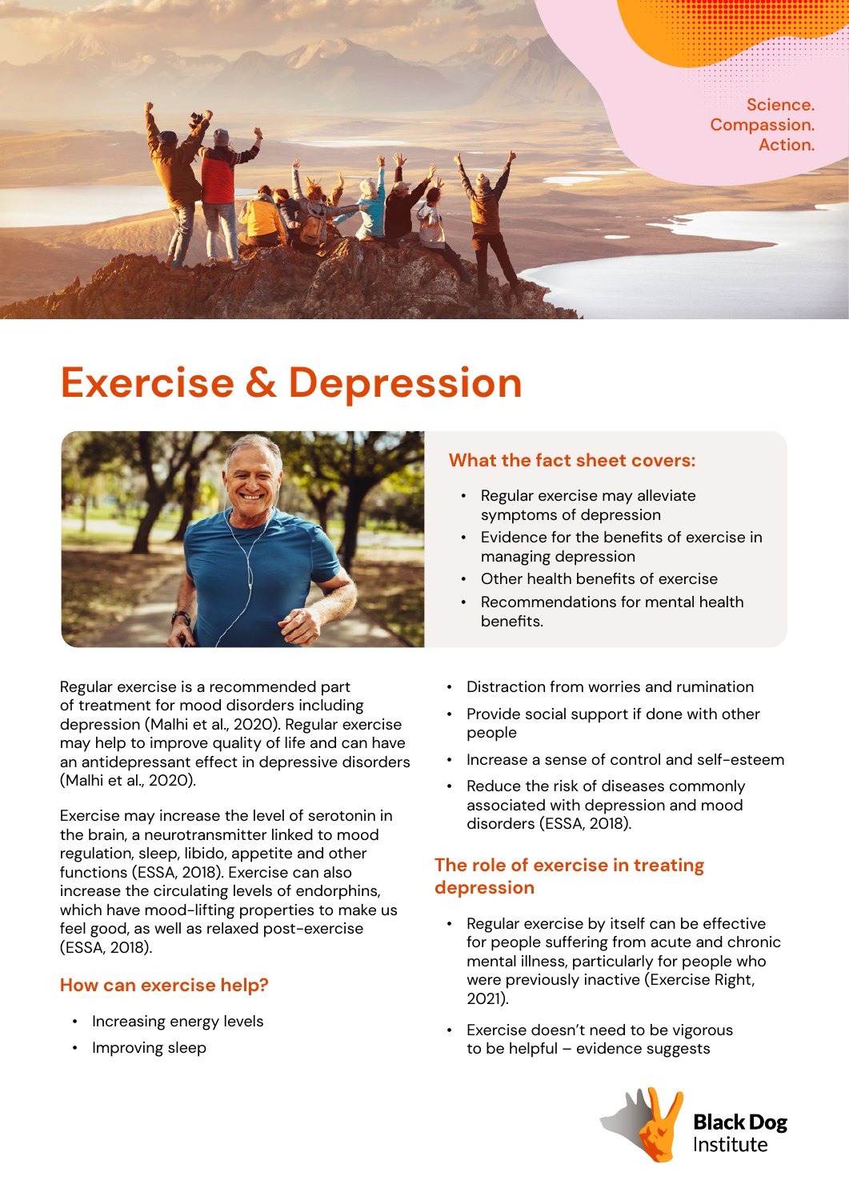Science.
Compassion.
Action.

# Exercise & Depression

### What the fact sheet covers:

- Regular exercise may alleviate symptoms of depression
- Evidence for the benefits of exercise in managing depression
- Other health benefits of exercise
- Recommendations for mental health benefits.

Regular exercise is a recommended part of treatment for mood disorders including depression (Malhi et al., 2020). Regular exercise may help to improve quality of life and can have an antidepressant effect in depressive disorders (Malhi et al., 2020).

Exercise may increase the level of serotonin in the brain, a neurotransmitter linked to mood regulation, sleep, libido, appetite and other functions (ESSA, 2018). Exercise can also increase the circulating levels of endorphins, which have mood-lifting properties to make us feel good, as well as relaxed post-exercise (ESSA, 2018).

## How can exercise help?

- Increasing energy levels
- Improving sleep
- Distraction from worries and rumination
- Provide social support if done with other people
- Increase a sense of control and self-esteem
- Reduce the risk of diseases commonly associated with depression and mood disorders (ESSA, 2018).

## The role of exercise in treating depression

- Regular exercise by itself can be effective for people suffering from acute and chronic mental illness, particularly for people who were previously inactive (Exercise Right, 2021).
- Exercise doesn't need to be vigorous to be helpful – evidence suggests

Black Dog Institute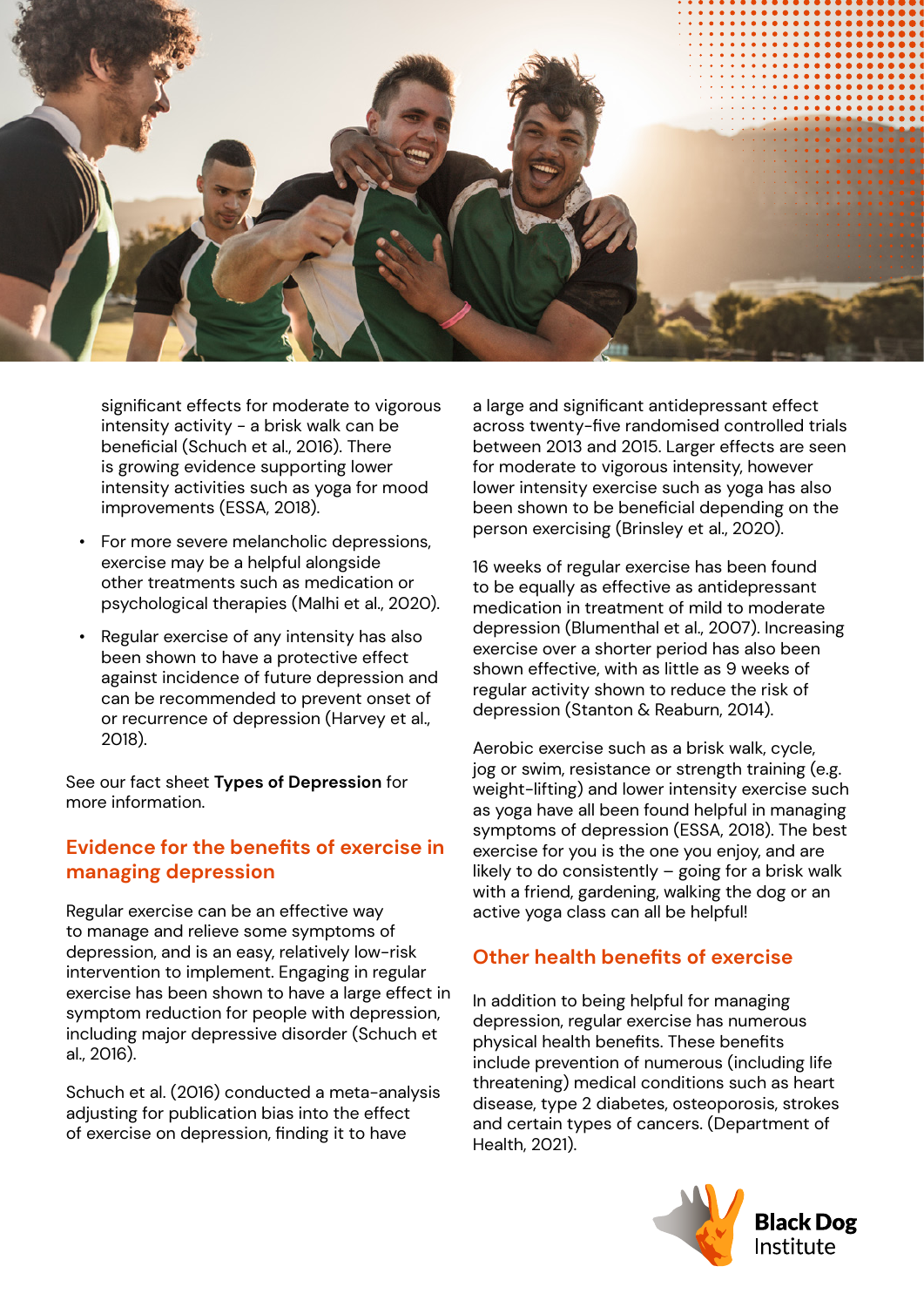significant effects for moderate to vigorous intensity activity - a brisk walk can be beneficial (Schuch et al., 2016). There is growing evidence supporting lower intensity activities such as yoga for mood improvements (ESSA, 2018).

- For more severe melancholic depressions, exercise may be a helpful alongside other treatments such as medication or psychological therapies (Malhi et al., 2020).
- Regular exercise of any intensity has also been shown to have a protective effect against incidence of future depression and can be recommended to prevent onset of or recurrence of depression (Harvey et al., 2018).

See our fact sheet **Types of Depression** for more information.

## Evidence for the benefits of exercise in managing depression

Regular exercise can be an effective way to manage and relieve some symptoms of depression, and is an easy, relatively low-risk intervention to implement. Engaging in regular exercise has been shown to have a large effect in symptom reduction for people with depression, including major depressive disorder (Schuch et al., 2016).

Schuch et al. (2016) conducted a meta-analysis adjusting for publication bias into the effect of exercise on depression, finding it to have a large and significant antidepressant effect across twenty-five randomised controlled trials between 2013 and 2015. Larger effects are seen for moderate to vigorous intensity, however lower intensity exercise such as yoga has also been shown to be beneficial depending on the person exercising (Brinsley et al., 2020).

16 weeks of regular exercise has been found to be equally as effective as antidepressant medication in treatment of mild to moderate depression (Blumenthal et al., 2007). Increasing exercise over a shorter period has also been shown effective, with as little as 9 weeks of regular activity shown to reduce the risk of depression (Stanton & Reaburn, 2014).

Aerobic exercise such as a brisk walk, cycle, jog or swim, resistance or strength training (e.g. weight-lifting) and lower intensity exercise such as yoga have all been found helpful in managing symptoms of depression (ESSA, 2018). The best exercise for you is the one you enjoy, and are likely to do consistently – going for a brisk walk with a friend, gardening, walking the dog or an active yoga class can all be helpful!

## Other health benefits of exercise

In addition to being helpful for managing depression, regular exercise has numerous physical health benefits. These benefits include prevention of numerous (including life threatening) medical conditions such as heart disease, type 2 diabetes, osteoporosis, strokes and certain types of cancers. (Department of Health, 2021).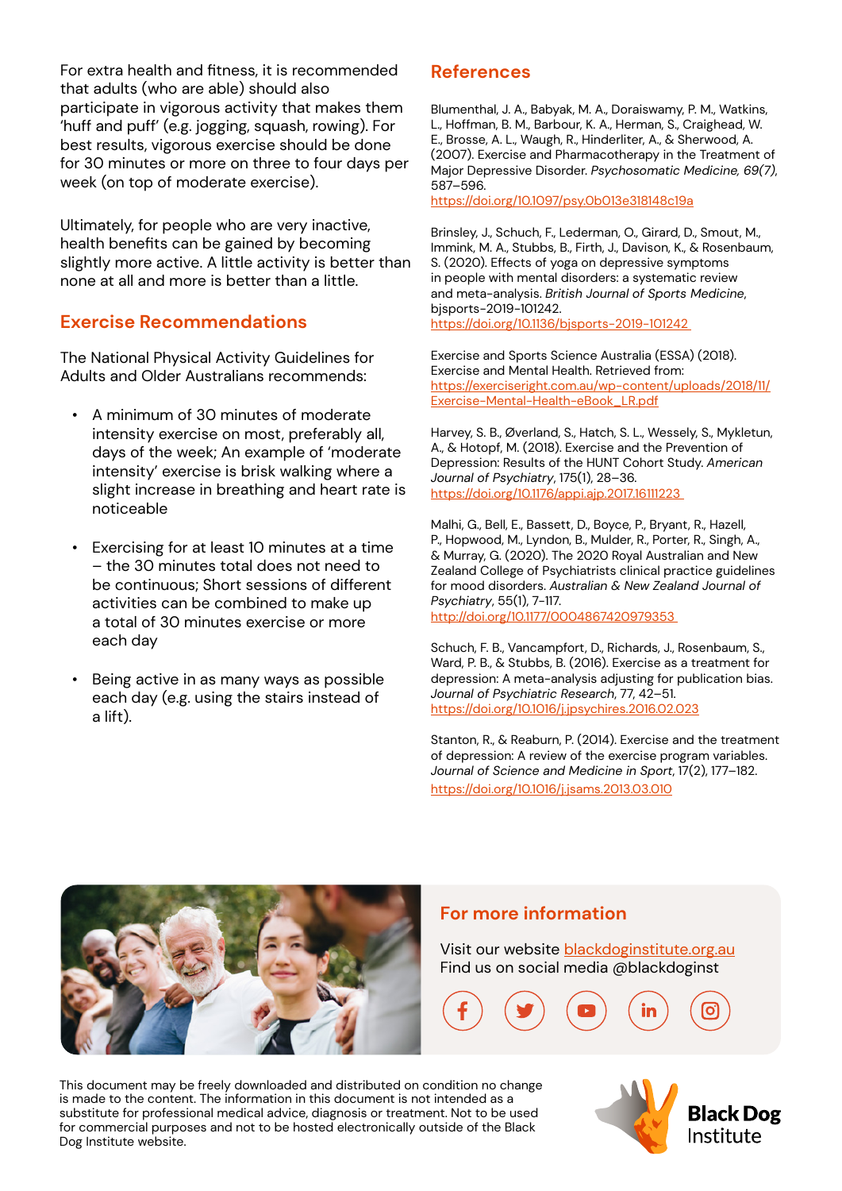For extra health and fitness, it is recommended that adults (who are able) should also participate in vigorous activity that makes them 'huff and puff' (e.g. jogging, squash, rowing). For best results, vigorous exercise should be done for 30 minutes or more on three to four days per week (on top of moderate exercise).

Ultimately, for people who are very inactive, health benefits can be gained by becoming slightly more active. A little activity is better than none at all and more is better than a little.

## Exercise Recommendations

The National Physical Activity Guidelines for Adults and Older Australians recommends:

- A minimum of 30 minutes of moderate intensity exercise on most, preferably all, days of the week; An example of 'moderate intensity' exercise is brisk walking where a slight increase in breathing and heart rate is noticeable
- Exercising for at least 10 minutes at a time – the 30 minutes total does not need to be continuous; Short sessions of different activities can be combined to make up a total of 30 minutes exercise or more each day
- Being active in as many ways as possible each day (e.g. using the stairs instead of a lift).

## References

Blumenthal, J. A., Babyak, M. A., Doraiswamy, P. M., Watkins, L., Hoffman, B. M., Barbour, K. A., Herman, S., Craighead, W. E., Brosse, A. L., Waugh, R., Hinderliter, A., & Sherwood, A. (2007). Exercise and Pharmacotherapy in the Treatment of Major Depressive Disorder. *Psychosomatic Medicine, 69(7)*, 587–596.
https://doi.org/10.1097/psy.0b013e318148c19a

Brinsley, J., Schuch, F., Lederman, O., Girard, D., Smout, M., Immink, M. A., Stubbs, B., Firth, J., Davison, K., & Rosenbaum, S. (2020). Effects of yoga on depressive symptoms in people with mental disorders: a systematic review and meta-analysis. *British Journal of Sports Medicine*, bjsports-2019-101242.
https://doi.org/10.1136/bjsports-2019-101242

Exercise and Sports Science Australia (ESSA) (2018). Exercise and Mental Health. Retrieved from:
https://exerciseright.com.au/wp-content/uploads/2018/11/Exercise-Mental-Health-eBook_LR.pdf

Harvey, S. B., Øverland, S., Hatch, S. L., Wessely, S., Mykletun, A., & Hotopf, M. (2018). Exercise and the Prevention of Depression: Results of the HUNT Cohort Study. *American Journal of Psychiatry*, 175(1), 28–36.
https://doi.org/10.1176/appi.ajp.2017.16111223

Malhi, G., Bell, E., Bassett, D., Boyce, P., Bryant, R., Hazell, P., Hopwood, M., Lyndon, B., Mulder, R., Porter, R., Singh, A., & Murray, G. (2020). The 2020 Royal Australian and New Zealand College of Psychiatrists clinical practice guidelines for mood disorders. *Australian & New Zealand Journal of Psychiatry*, 55(1), 7-117.
http://doi.org/10.1177/0004867420979353

Schuch, F. B., Vancampfort, D., Richards, J., Rosenbaum, S., Ward, P. B., & Stubbs, B. (2016). Exercise as a treatment for depression: A meta-analysis adjusting for publication bias. *Journal of Psychiatric Research*, 77, 42–51.
https://doi.org/10.1016/j.jpsychires.2016.02.023

Stanton, R., & Reaburn, P. (2014). Exercise and the treatment of depression: A review of the exercise program variables. *Journal of Science and Medicine in Sport*, 17(2), 177–182.
https://doi.org/10.1016/j.jsams.2013.03.010

## For more information

Visit our website blackdoginstitute.org.au
Find us on social media @blackdoginst

This document may be freely downloaded and distributed on condition no change is made to the content. The information in this document is not intended as a substitute for professional medical advice, diagnosis or treatment. Not to be used for commercial purposes and not to be hosted electronically outside of the Black Dog Institute website.

Black Dog Institute